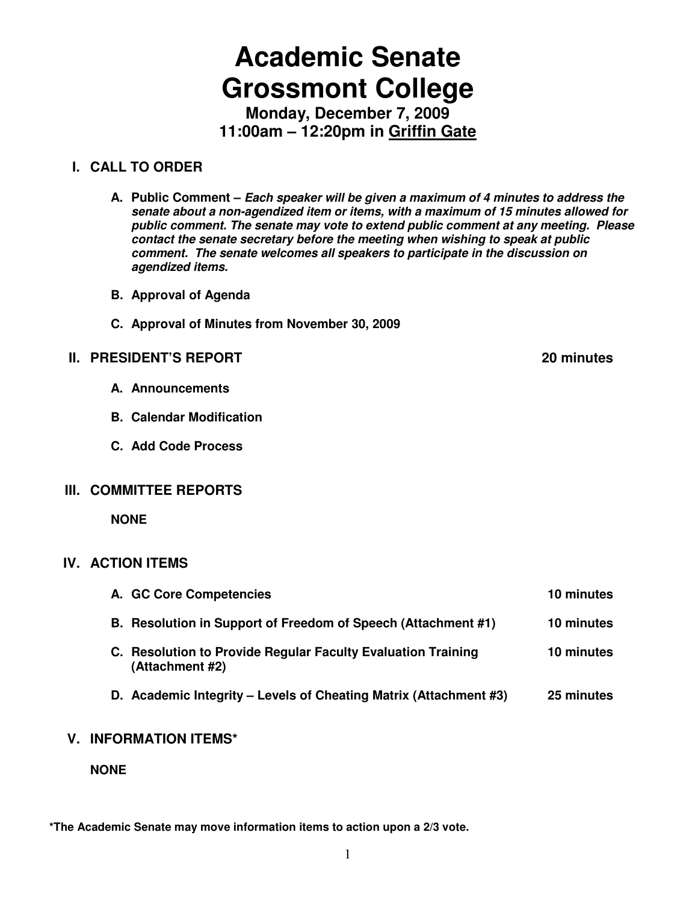# Academic Senate
# Grossmont College

**Monday, December 7, 2009**
**11:00am – 12:20pm in <u>Griffin Gate</u>**

## I. CALL TO ORDER

**A. Public Comment –** ***Each speaker will be given a maximum of 4 minutes to address the senate about a non-agendized item or items, with a maximum of 15 minutes allowed for public comment. The senate may vote to extend public comment at any meeting. Please contact the senate secretary before the meeting when wishing to speak at public comment. The senate welcomes all speakers to participate in the discussion on agendized items.***

**B. Approval of Agenda**

**C. Approval of Minutes from November 30, 2009**

## II. PRESIDENT'S REPORT — 20 minutes

**A. Announcements**

**B. Calendar Modification**

**C. Add Code Process**

## III. COMMITTEE REPORTS

**NONE**

## IV. ACTION ITEMS

| Item | Time |
|---|---|
| **A. GC Core Competencies** | **10 minutes** |
| **B. Resolution in Support of Freedom of Speech (Attachment #1)** | **10 minutes** |
| **C. Resolution to Provide Regular Faculty Evaluation Training (Attachment #2)** | **10 minutes** |
| **D. Academic Integrity – Levels of Cheating Matrix (Attachment #3)** | **25 minutes** |

## V. INFORMATION ITEMS*

**NONE**

**\*The Academic Senate may move information items to action upon a 2/3 vote.**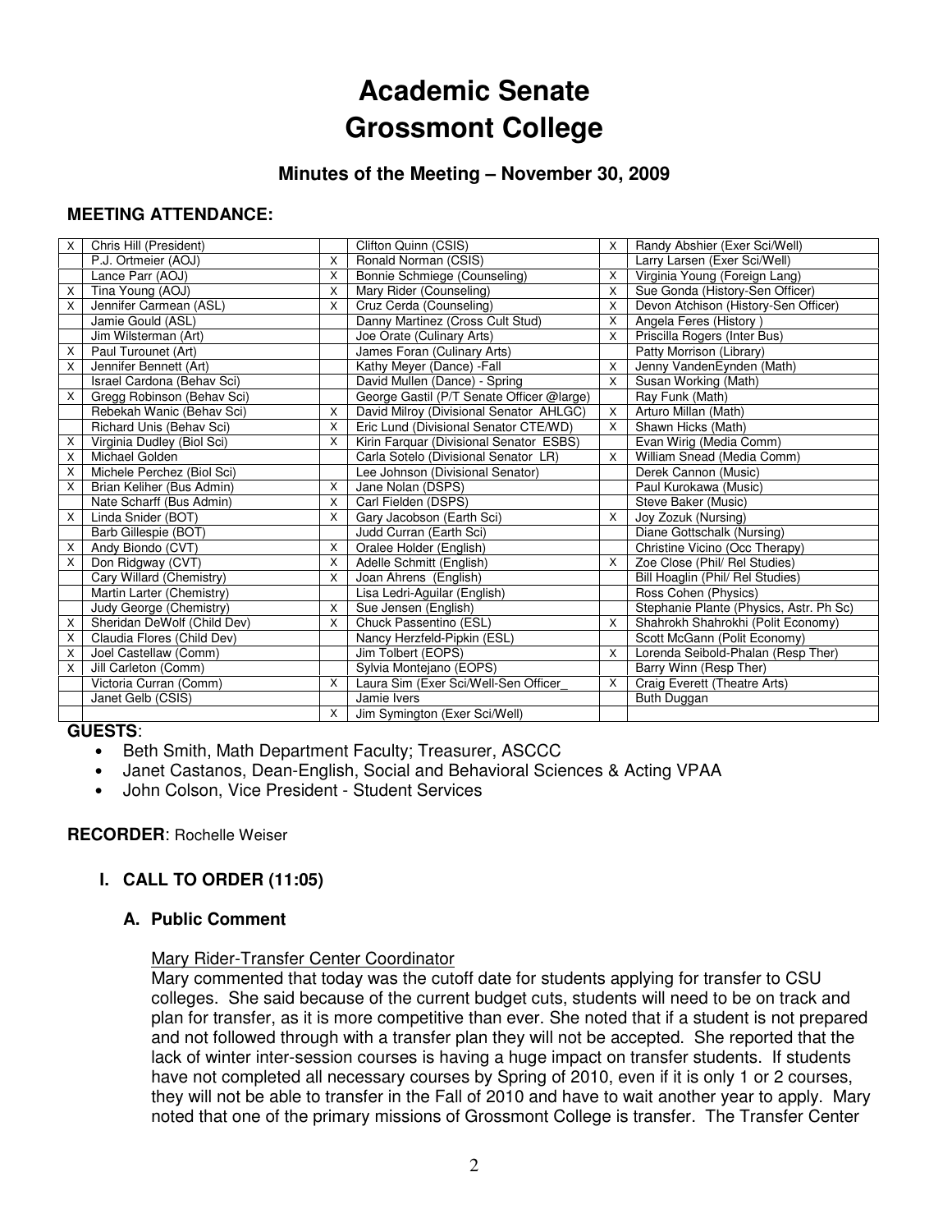# Academic Senate
# Grossmont College

### Minutes of the Meeting – November 30, 2009

#### MEETING ATTENDANCE:

| | | | | | |
|---|---|---|---|---|---|
| X | Chris Hill (President) | | Clifton Quinn (CSIS) | X | Randy Abshier (Exer Sci/Well) |
| | P.J. Ortmeier (AOJ) | X | Ronald Norman (CSIS) | | Larry Larsen (Exer Sci/Well) |
| | Lance Parr (AOJ) | X | Bonnie Schmiege (Counseling) | X | Virginia Young (Foreign Lang) |
| X | Tina Young (AOJ) | X | Mary Rider (Counseling) | X | Sue Gonda (History-Sen Officer) |
| X | Jennifer Carmean (ASL) | X | Cruz Cerda (Counseling) | X | Devon Atchison (History-Sen Officer) |
| | Jamie Gould (ASL) | | Danny Martinez (Cross Cult Stud) | X | Angela Feres (History ) |
| | Jim Wilsterman (Art) | | Joe Orate (Culinary Arts) | X | Priscilla Rogers (Inter Bus) |
| X | Paul Turounet (Art) | | James Foran (Culinary Arts) | | Patty Morrison (Library) |
| X | Jennifer Bennett (Art) | | Kathy Meyer (Dance) -Fall | X | Jenny VandenEynden (Math) |
| | Israel Cardona (Behav Sci) | | David Mullen (Dance) - Spring | X | Susan Working (Math) |
| X | Gregg Robinson (Behav Sci) | | George Gastil (P/T Senate Officer @large) | | Ray Funk (Math) |
| | Rebekah Wanic (Behav Sci) | X | David Milroy (Divisional Senator AHLGC) | X | Arturo Millan (Math) |
| | Richard Unis (Behav Sci) | X | Eric Lund (Divisional Senator CTE/WD) | X | Shawn Hicks (Math) |
| X | Virginia Dudley (Biol Sci) | X | Kirin Farquar (Divisional Senator ESBS) | | Evan Wirig (Media Comm) |
| X | Michael Golden | | Carla Sotelo (Divisional Senator LR) | X | William Snead (Media Comm) |
| X | Michele Perchez (Biol Sci) | | Lee Johnson (Divisional Senator) | | Derek Cannon (Music) |
| X | Brian Keliher (Bus Admin) | X | Jane Nolan (DSPS) | | Paul Kurokawa (Music) |
| | Nate Scharff (Bus Admin) | X | Carl Fielden (DSPS) | | Steve Baker (Music) |
| X | Linda Snider (BOT) | X | Gary Jacobson (Earth Sci) | X | Joy Zozuk (Nursing) |
| | Barb Gillespie (BOT) | | Judd Curran (Earth Sci) | | Diane Gottschalk (Nursing) |
| X | Andy Biondo (CVT) | X | Oralee Holder (English) | | Christine Vicino (Occ Therapy) |
| X | Don Ridgway (CVT) | X | Adelle Schmitt (English) | X | Zoe Close (Phil/ Rel Studies) |
| | Cary Willard (Chemistry) | X | Joan Ahrens (English) | | Bill Hoaglin (Phil/ Rel Studies) |
| | Martin Larter (Chemistry) | | Lisa Ledri-Aguilar (English) | | Ross Cohen (Physics) |
| | Judy George (Chemistry) | X | Sue Jensen (English) | | Stephanie Plante (Physics, Astr. Ph Sc) |
| X | Sheridan DeWolf (Child Dev) | X | Chuck Passentino (ESL) | X | Shahrokh Shahrokhi (Polit Economy) |
| X | Claudia Flores (Child Dev) | | Nancy Herzfeld-Pipkin (ESL) | | Scott McGann (Polit Economy) |
| X | Joel Castellaw (Comm) | | Jim Tolbert (EOPS) | X | Lorenda Seibold-Phalan (Resp Ther) |
| X | Jill Carleton (Comm) | | Sylvia Montejano (EOPS) | | Barry Winn (Resp Ther) |
| | Victoria Curran (Comm) | X | Laura Sim (Exer Sci/Well-Sen Officer_ | X | Craig Everett (Theatre Arts) |
| | Janet Gelb (CSIS) | | Jamie Ivers | | Buth Duggan |
| | | X | Jim Symington (Exer Sci/Well) | | |

**GUESTS**:

- Beth Smith, Math Department Faculty; Treasurer, ASCCC
- Janet Castanos, Dean-English, Social and Behavioral Sciences & Acting VPAA
- John Colson, Vice President - Student Services

**RECORDER**: Rochelle Weiser

## I. CALL TO ORDER (11:05)

### A. Public Comment

Mary Rider-Transfer Center Coordinator

Mary commented that today was the cutoff date for students applying for transfer to CSU colleges. She said because of the current budget cuts, students will need to be on track and plan for transfer, as it is more competitive than ever. She noted that if a student is not prepared and not followed through with a transfer plan they will not be accepted. She reported that the lack of winter inter-session courses is having a huge impact on transfer students. If students have not completed all necessary courses by Spring of 2010, even if it is only 1 or 2 courses, they will not be able to transfer in the Fall of 2010 and have to wait another year to apply. Mary noted that one of the primary missions of Grossmont College is transfer. The Transfer Center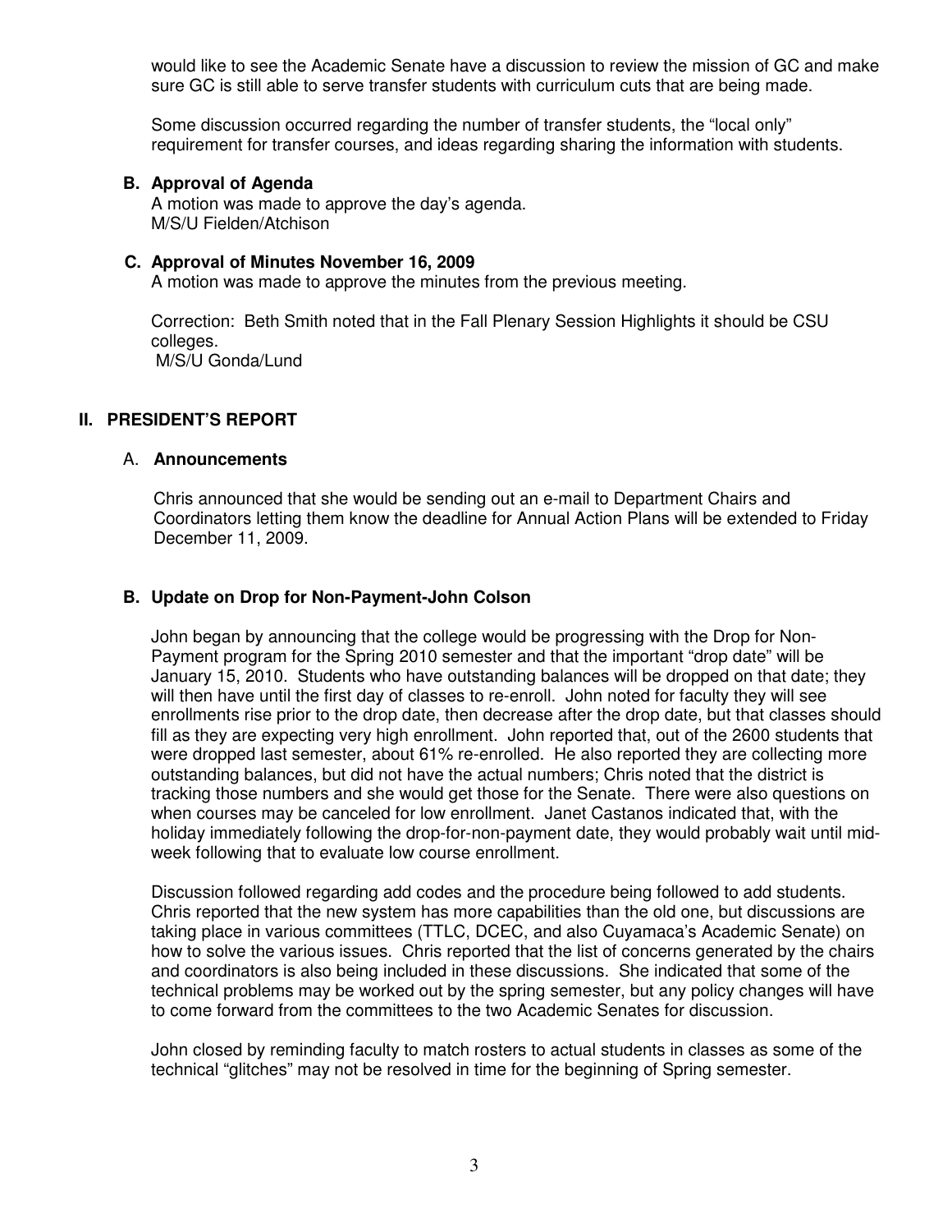would like to see the Academic Senate have a discussion to review the mission of GC and make sure GC is still able to serve transfer students with curriculum cuts that are being made.

Some discussion occurred regarding the number of transfer students, the "local only" requirement for transfer courses, and ideas regarding sharing the information with students.

### B. Approval of Agenda

A motion was made to approve the day's agenda.
M/S/U Fielden/Atchison

### C. Approval of Minutes November 16, 2009

A motion was made to approve the minutes from the previous meeting.

Correction: Beth Smith noted that in the Fall Plenary Session Highlights it should be CSU colleges.
M/S/U Gonda/Lund

## II. PRESIDENT'S REPORT

### A. Announcements

Chris announced that she would be sending out an e-mail to Department Chairs and Coordinators letting them know the deadline for Annual Action Plans will be extended to Friday December 11, 2009.

### B. Update on Drop for Non-Payment-John Colson

John began by announcing that the college would be progressing with the Drop for Non-Payment program for the Spring 2010 semester and that the important "drop date" will be January 15, 2010. Students who have outstanding balances will be dropped on that date; they will then have until the first day of classes to re-enroll. John noted for faculty they will see enrollments rise prior to the drop date, then decrease after the drop date, but that classes should fill as they are expecting very high enrollment. John reported that, out of the 2600 students that were dropped last semester, about 61% re-enrolled. He also reported they are collecting more outstanding balances, but did not have the actual numbers; Chris noted that the district is tracking those numbers and she would get those for the Senate. There were also questions on when courses may be canceled for low enrollment. Janet Castanos indicated that, with the holiday immediately following the drop-for-non-payment date, they would probably wait until mid-week following that to evaluate low course enrollment.

Discussion followed regarding add codes and the procedure being followed to add students. Chris reported that the new system has more capabilities than the old one, but discussions are taking place in various committees (TTLC, DCEC, and also Cuyamaca's Academic Senate) on how to solve the various issues. Chris reported that the list of concerns generated by the chairs and coordinators is also being included in these discussions. She indicated that some of the technical problems may be worked out by the spring semester, but any policy changes will have to come forward from the committees to the two Academic Senates for discussion.

John closed by reminding faculty to match rosters to actual students in classes as some of the technical "glitches" may not be resolved in time for the beginning of Spring semester.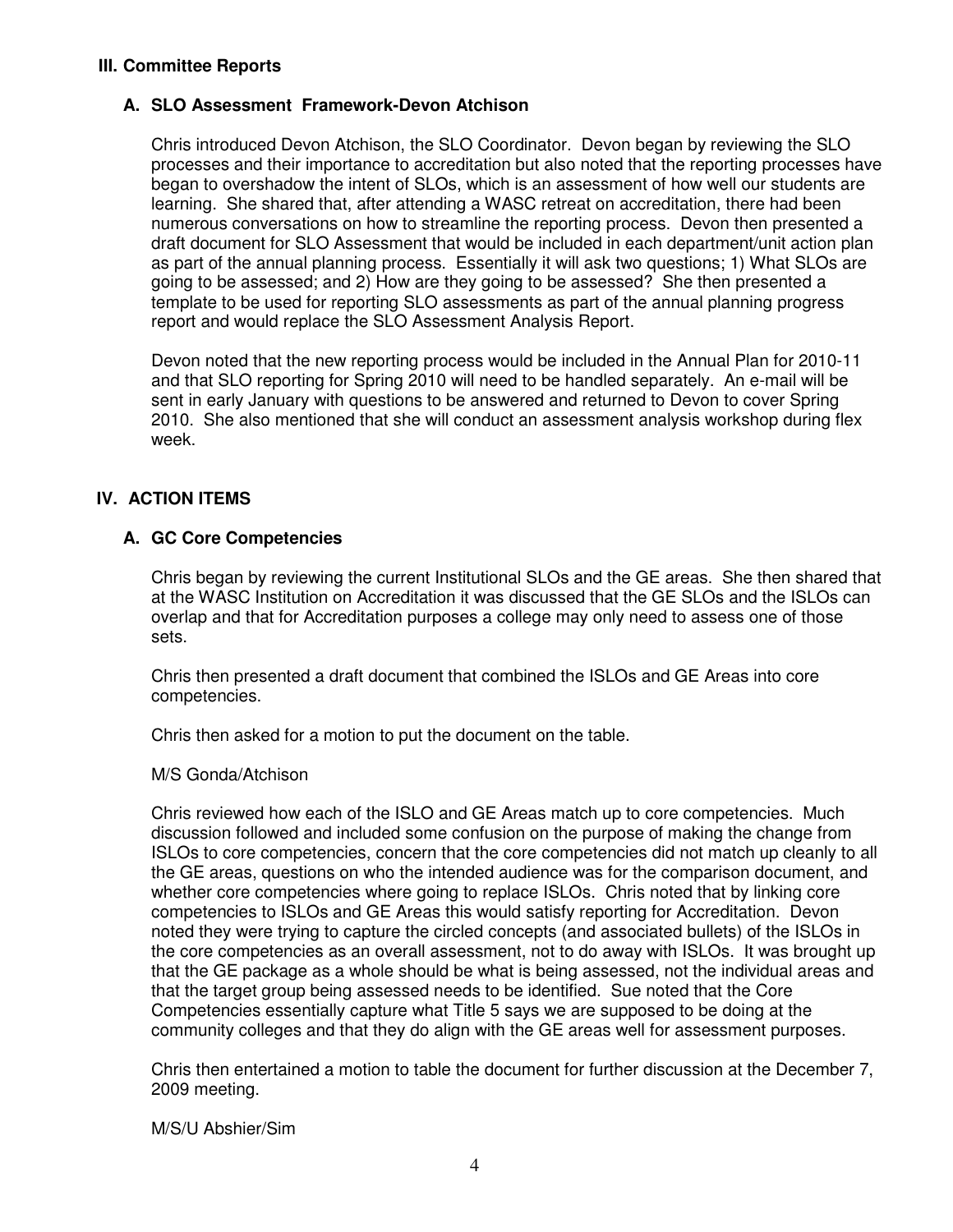## III. Committee Reports

### A. SLO Assessment Framework-Devon Atchison

Chris introduced Devon Atchison, the SLO Coordinator. Devon began by reviewing the SLO processes and their importance to accreditation but also noted that the reporting processes have began to overshadow the intent of SLOs, which is an assessment of how well our students are learning. She shared that, after attending a WASC retreat on accreditation, there had been numerous conversations on how to streamline the reporting process. Devon then presented a draft document for SLO Assessment that would be included in each department/unit action plan as part of the annual planning process. Essentially it will ask two questions; 1) What SLOs are going to be assessed; and 2) How are they going to be assessed? She then presented a template to be used for reporting SLO assessments as part of the annual planning progress report and would replace the SLO Assessment Analysis Report.

Devon noted that the new reporting process would be included in the Annual Plan for 2010-11 and that SLO reporting for Spring 2010 will need to be handled separately. An e-mail will be sent in early January with questions to be answered and returned to Devon to cover Spring 2010. She also mentioned that she will conduct an assessment analysis workshop during flex week.

## IV. ACTION ITEMS

### A. GC Core Competencies

Chris began by reviewing the current Institutional SLOs and the GE areas. She then shared that at the WASC Institution on Accreditation it was discussed that the GE SLOs and the ISLOs can overlap and that for Accreditation purposes a college may only need to assess one of those sets.

Chris then presented a draft document that combined the ISLOs and GE Areas into core competencies.

Chris then asked for a motion to put the document on the table.

M/S Gonda/Atchison

Chris reviewed how each of the ISLO and GE Areas match up to core competencies. Much discussion followed and included some confusion on the purpose of making the change from ISLOs to core competencies, concern that the core competencies did not match up cleanly to all the GE areas, questions on who the intended audience was for the comparison document, and whether core competencies where going to replace ISLOs. Chris noted that by linking core competencies to ISLOs and GE Areas this would satisfy reporting for Accreditation. Devon noted they were trying to capture the circled concepts (and associated bullets) of the ISLOs in the core competencies as an overall assessment, not to do away with ISLOs. It was brought up that the GE package as a whole should be what is being assessed, not the individual areas and that the target group being assessed needs to be identified. Sue noted that the Core Competencies essentially capture what Title 5 says we are supposed to be doing at the community colleges and that they do align with the GE areas well for assessment purposes.

Chris then entertained a motion to table the document for further discussion at the December 7, 2009 meeting.

M/S/U Abshier/Sim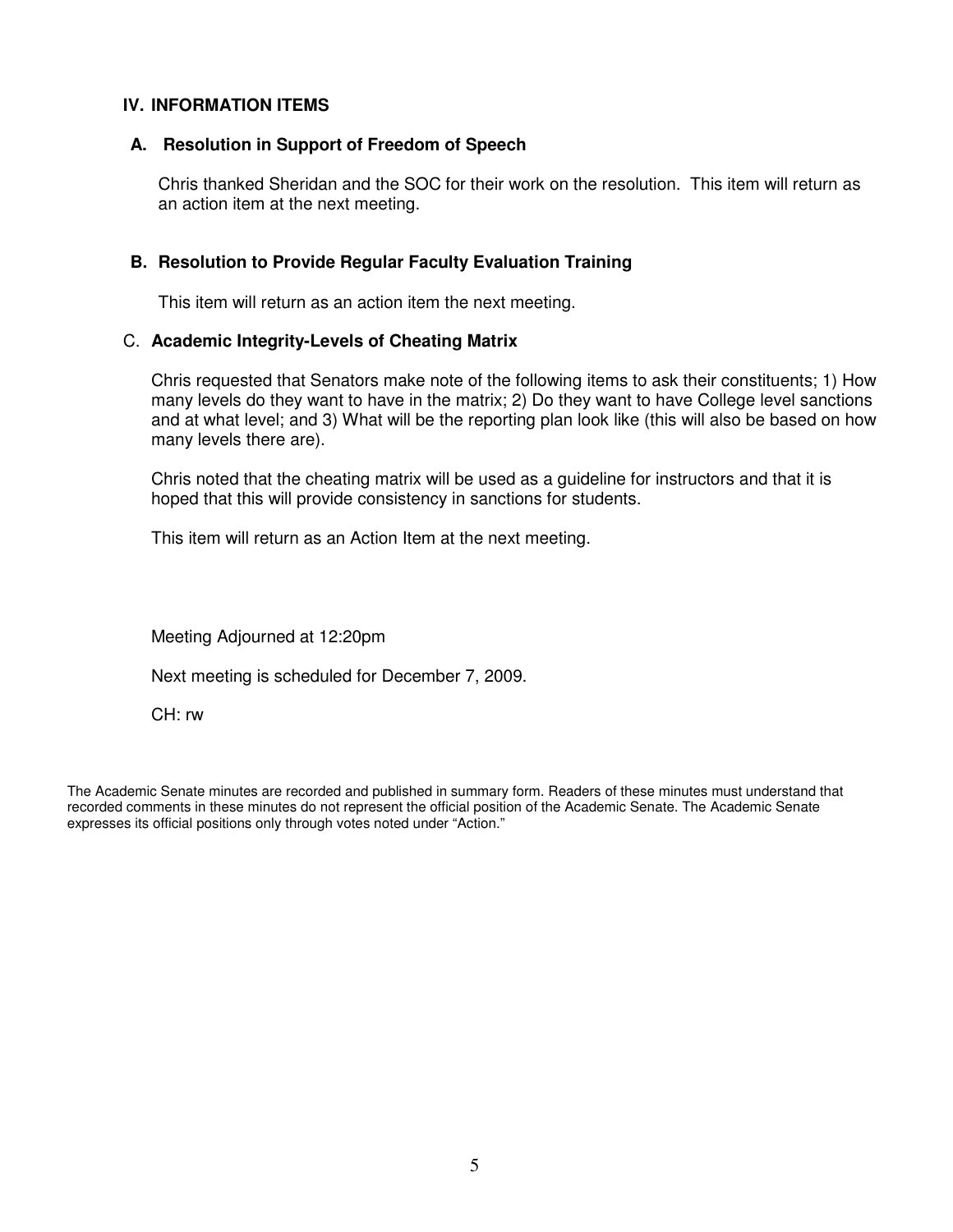## IV. INFORMATION ITEMS

### A. Resolution in Support of Freedom of Speech

Chris thanked Sheridan and the SOC for their work on the resolution. This item will return as an action item at the next meeting.

### B. Resolution to Provide Regular Faculty Evaluation Training

This item will return as an action item the next meeting.

### C. Academic Integrity-Levels of Cheating Matrix

Chris requested that Senators make note of the following items to ask their constituents; 1) How many levels do they want to have in the matrix; 2) Do they want to have College level sanctions and at what level; and 3) What will be the reporting plan look like (this will also be based on how many levels there are).

Chris noted that the cheating matrix will be used as a guideline for instructors and that it is hoped that this will provide consistency in sanctions for students.

This item will return as an Action Item at the next meeting.

Meeting Adjourned at 12:20pm

Next meeting is scheduled for December 7, 2009.

CH: rw

The Academic Senate minutes are recorded and published in summary form. Readers of these minutes must understand that recorded comments in these minutes do not represent the official position of the Academic Senate. The Academic Senate expresses its official positions only through votes noted under "Action."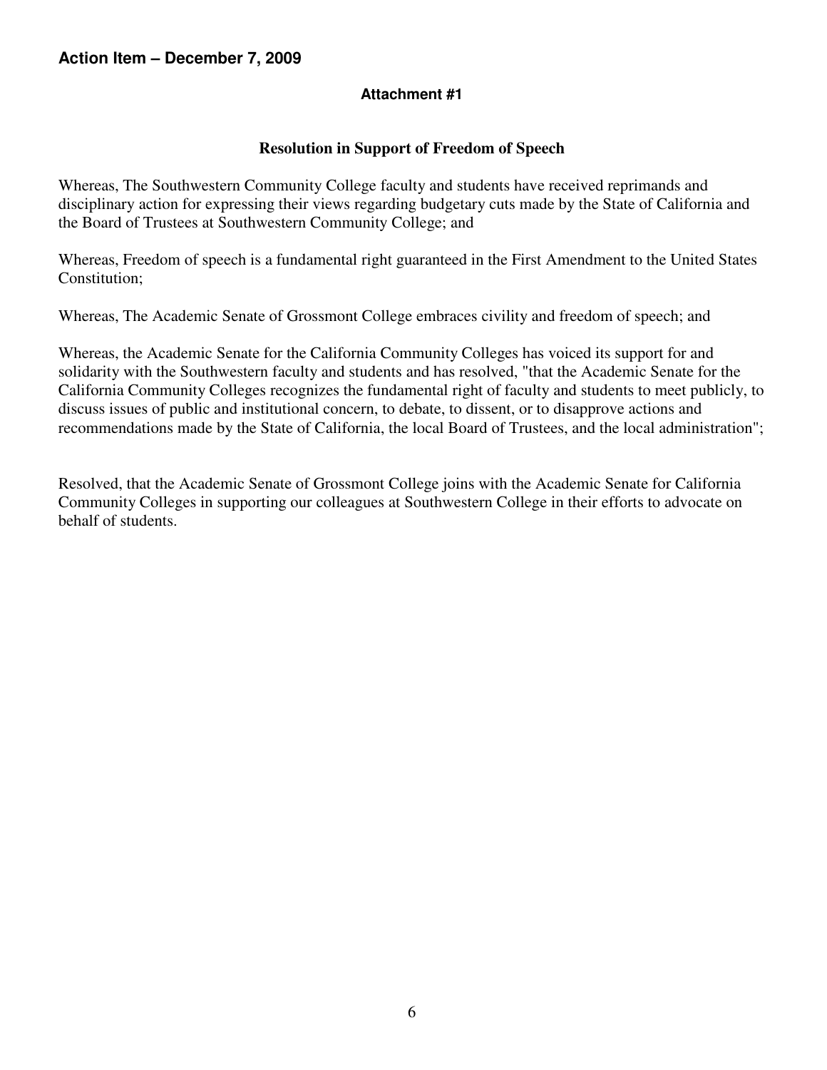**Action Item – December 7, 2009**

**Attachment #1**

**Resolution in Support of Freedom of Speech**

Whereas, The Southwestern Community College faculty and students have received reprimands and disciplinary action for expressing their views regarding budgetary cuts made by the State of California and the Board of Trustees at Southwestern Community College; and

Whereas, Freedom of speech is a fundamental right guaranteed in the First Amendment to the United States Constitution;

Whereas, The Academic Senate of Grossmont College embraces civility and freedom of speech; and

Whereas, the Academic Senate for the California Community Colleges has voiced its support for and solidarity with the Southwestern faculty and students and has resolved, "that the Academic Senate for the California Community Colleges recognizes the fundamental right of faculty and students to meet publicly, to discuss issues of public and institutional concern, to debate, to dissent, or to disapprove actions and recommendations made by the State of California, the local Board of Trustees, and the local administration";

Resolved, that the Academic Senate of Grossmont College joins with the Academic Senate for California Community Colleges in supporting our colleagues at Southwestern College in their efforts to advocate on behalf of students.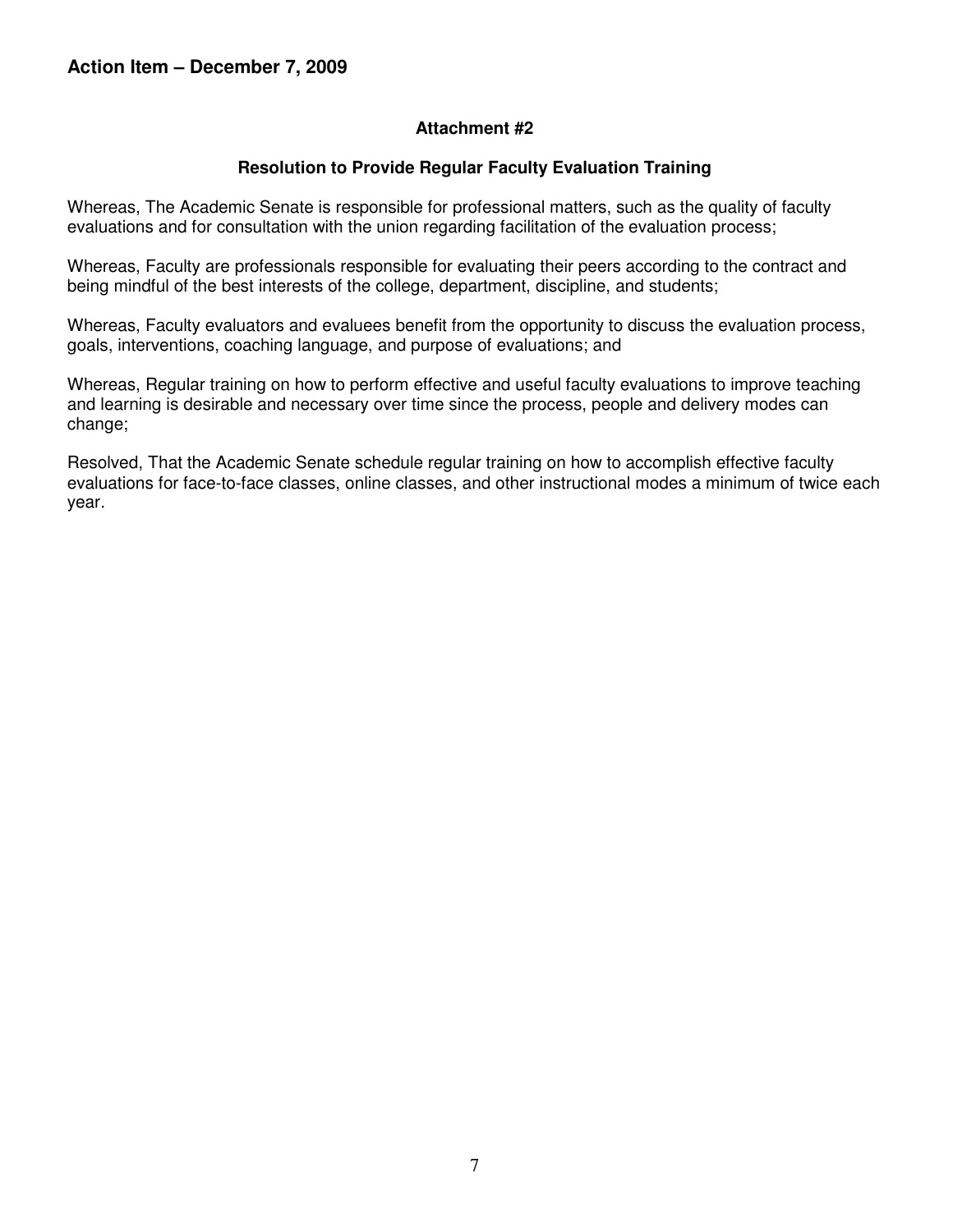## Action Item – December 7, 2009

### Attachment #2

### Resolution to Provide Regular Faculty Evaluation Training

Whereas, The Academic Senate is responsible for professional matters, such as the quality of faculty evaluations and for consultation with the union regarding facilitation of the evaluation process;

Whereas, Faculty are professionals responsible for evaluating their peers according to the contract and being mindful of the best interests of the college, department, discipline, and students;

Whereas, Faculty evaluators and evaluees benefit from the opportunity to discuss the evaluation process, goals, interventions, coaching language, and purpose of evaluations; and

Whereas, Regular training on how to perform effective and useful faculty evaluations to improve teaching and learning is desirable and necessary over time since the process, people and delivery modes can change;

Resolved, That the Academic Senate schedule regular training on how to accomplish effective faculty evaluations for face-to-face classes, online classes, and other instructional modes a minimum of twice each year.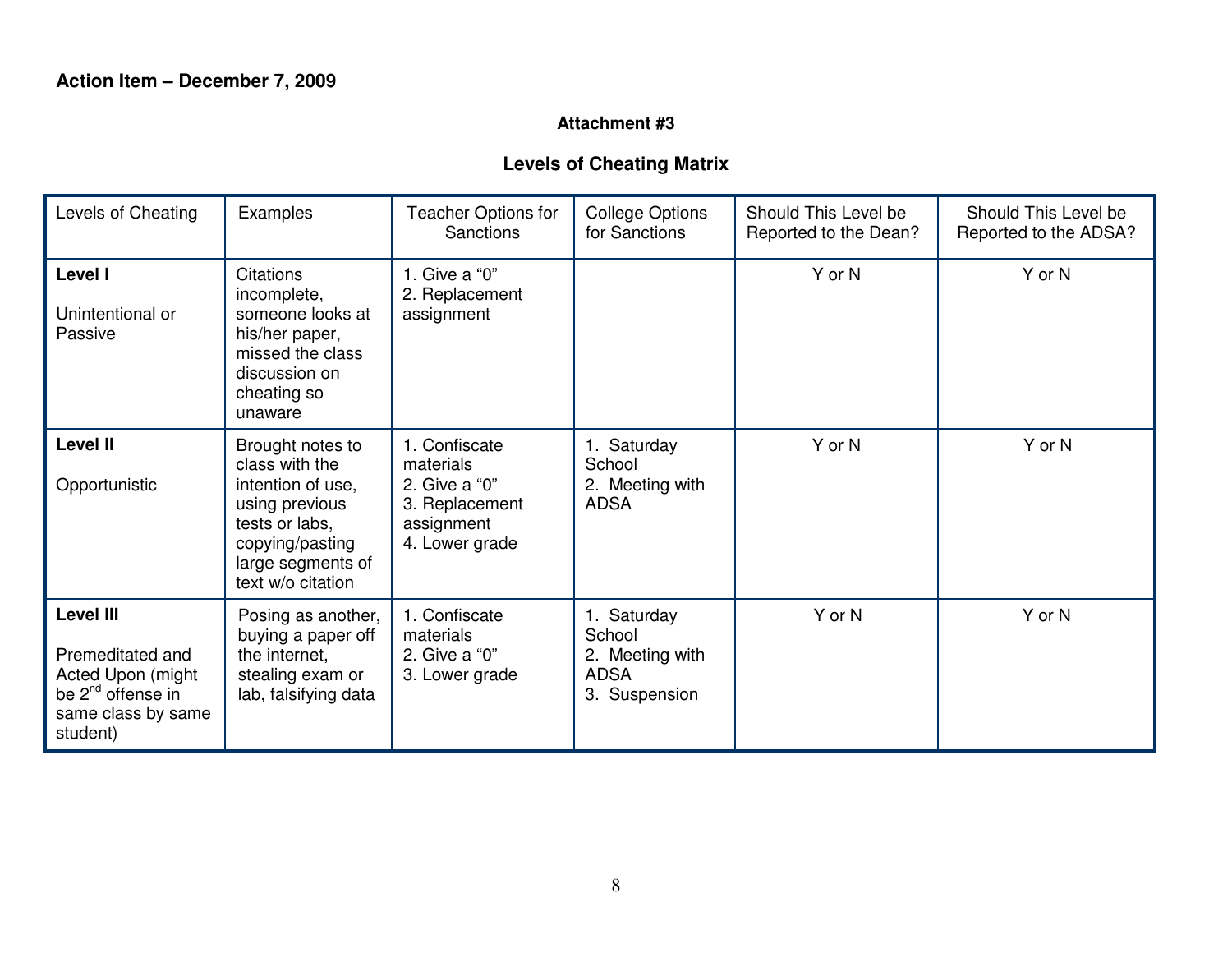**Action Item – December 7, 2009**

**Attachment #3**

## Levels of Cheating Matrix

| Levels of Cheating | Examples | Teacher Options for Sanctions | College Options for Sanctions | Should This Level be Reported to the Dean? | Should This Level be Reported to the ADSA? |
|---|---|---|---|---|---|
| **Level I**<br><br>Unintentional or Passive | Citations incomplete, someone looks at his/her paper, missed the class discussion on cheating so unaware | 1. Give a "0"<br>2. Replacement assignment | | Y or N | Y or N |
| **Level II**<br><br>Opportunistic | Brought notes to class with the intention of use, using previous tests or labs, copying/pasting large segments of text w/o citation | 1. Confiscate materials<br>2. Give a "0"<br>3. Replacement assignment<br>4. Lower grade | 1. Saturday School<br>2. Meeting with ADSA | Y or N | Y or N |
| **Level III**<br><br>Premeditated and Acted Upon (might be 2nd offense in same class by same student) | Posing as another, buying a paper off the internet, stealing exam or lab, falsifying data | 1. Confiscate materials<br>2. Give a "0"<br>3. Lower grade | 1. Saturday School<br>2. Meeting with ADSA<br>3. Suspension | Y or N | Y or N |